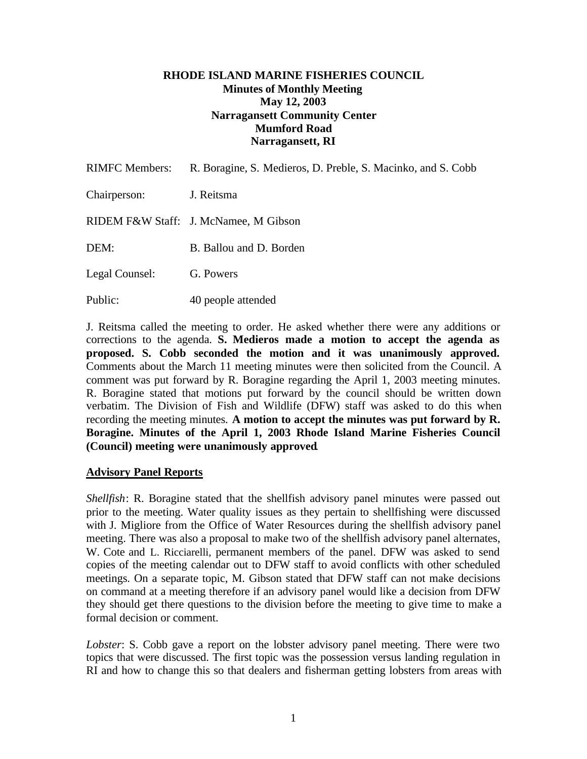**RHODE ISLAND MARINE FISHERIES COUNCIL**
**Minutes of Monthly Meeting**
**May 12, 2003**
**Narragansett Community Center**
**Mumford Road**
**Narragansett, RI**

RIMFC Members: R. Boragine, S. Medieros, D. Preble, S. Macinko, and S. Cobb

Chairperson: J. Reitsma

RIDEM F&W Staff: J. McNamee, M Gibson

DEM: B. Ballou and D. Borden

Legal Counsel: G. Powers

Public: 40 people attended

J. Reitsma called the meeting to order. He asked whether there were any additions or corrections to the agenda. **S. Medieros made a motion to accept the agenda as proposed. S. Cobb seconded the motion and it was unanimously approved.** Comments about the March 11 meeting minutes were then solicited from the Council. A comment was put forward by R. Boragine regarding the April 1, 2003 meeting minutes. R. Boragine stated that motions put forward by the council should be written down verbatim. The Division of Fish and Wildlife (DFW) staff was asked to do this when recording the meeting minutes. **A motion to accept the minutes was put forward by R. Boragine. Minutes of the April 1, 2003 Rhode Island Marine Fisheries Council (Council) meeting were unanimously approved.**

**Advisory Panel Reports**

*Shellfish*: R. Boragine stated that the shellfish advisory panel minutes were passed out prior to the meeting. Water quality issues as they pertain to shellfishing were discussed with J. Migliore from the Office of Water Resources during the shellfish advisory panel meeting. There was also a proposal to make two of the shellfish advisory panel alternates, W. Cote and L. Ricciarelli, permanent members of the panel. DFW was asked to send copies of the meeting calendar out to DFW staff to avoid conflicts with other scheduled meetings. On a separate topic, M. Gibson stated that DFW staff can not make decisions on command at a meeting therefore if an advisory panel would like a decision from DFW they should get there questions to the division before the meeting to give time to make a formal decision or comment.

*Lobster*: S. Cobb gave a report on the lobster advisory panel meeting. There were two topics that were discussed. The first topic was the possession versus landing regulation in RI and how to change this so that dealers and fisherman getting lobsters from areas with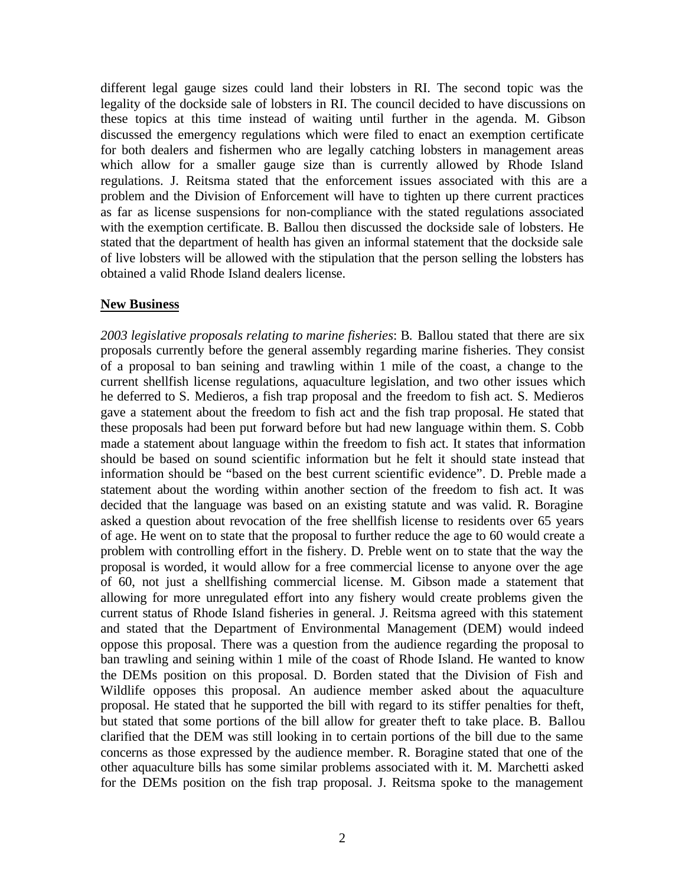different legal gauge sizes could land their lobsters in RI. The second topic was the legality of the dockside sale of lobsters in RI. The council decided to have discussions on these topics at this time instead of waiting until further in the agenda. M. Gibson discussed the emergency regulations which were filed to enact an exemption certificate for both dealers and fishermen who are legally catching lobsters in management areas which allow for a smaller gauge size than is currently allowed by Rhode Island regulations. J. Reitsma stated that the enforcement issues associated with this are a problem and the Division of Enforcement will have to tighten up there current practices as far as license suspensions for non-compliance with the stated regulations associated with the exemption certificate. B. Ballou then discussed the dockside sale of lobsters. He stated that the department of health has given an informal statement that the dockside sale of live lobsters will be allowed with the stipulation that the person selling the lobsters has obtained a valid Rhode Island dealers license.

## New Business

*2003 legislative proposals relating to marine fisheries*: B. Ballou stated that there are six proposals currently before the general assembly regarding marine fisheries. They consist of a proposal to ban seining and trawling within 1 mile of the coast, a change to the current shellfish license regulations, aquaculture legislation, and two other issues which he deferred to S. Medieros, a fish trap proposal and the freedom to fish act. S. Medieros gave a statement about the freedom to fish act and the fish trap proposal. He stated that these proposals had been put forward before but had new language within them. S. Cobb made a statement about language within the freedom to fish act. It states that information should be based on sound scientific information but he felt it should state instead that information should be "based on the best current scientific evidence". D. Preble made a statement about the wording within another section of the freedom to fish act. It was decided that the language was based on an existing statute and was valid. R. Boragine asked a question about revocation of the free shellfish license to residents over 65 years of age. He went on to state that the proposal to further reduce the age to 60 would create a problem with controlling effort in the fishery. D. Preble went on to state that the way the proposal is worded, it would allow for a free commercial license to anyone over the age of 60, not just a shellfishing commercial license. M. Gibson made a statement that allowing for more unregulated effort into any fishery would create problems given the current status of Rhode Island fisheries in general. J. Reitsma agreed with this statement and stated that the Department of Environmental Management (DEM) would indeed oppose this proposal. There was a question from the audience regarding the proposal to ban trawling and seining within 1 mile of the coast of Rhode Island. He wanted to know the DEMs position on this proposal. D. Borden stated that the Division of Fish and Wildlife opposes this proposal. An audience member asked about the aquaculture proposal. He stated that he supported the bill with regard to its stiffer penalties for theft, but stated that some portions of the bill allow for greater theft to take place. B. Ballou clarified that the DEM was still looking in to certain portions of the bill due to the same concerns as those expressed by the audience member. R. Boragine stated that one of the other aquaculture bills has some similar problems associated with it. M. Marchetti asked for the DEMs position on the fish trap proposal. J. Reitsma spoke to the management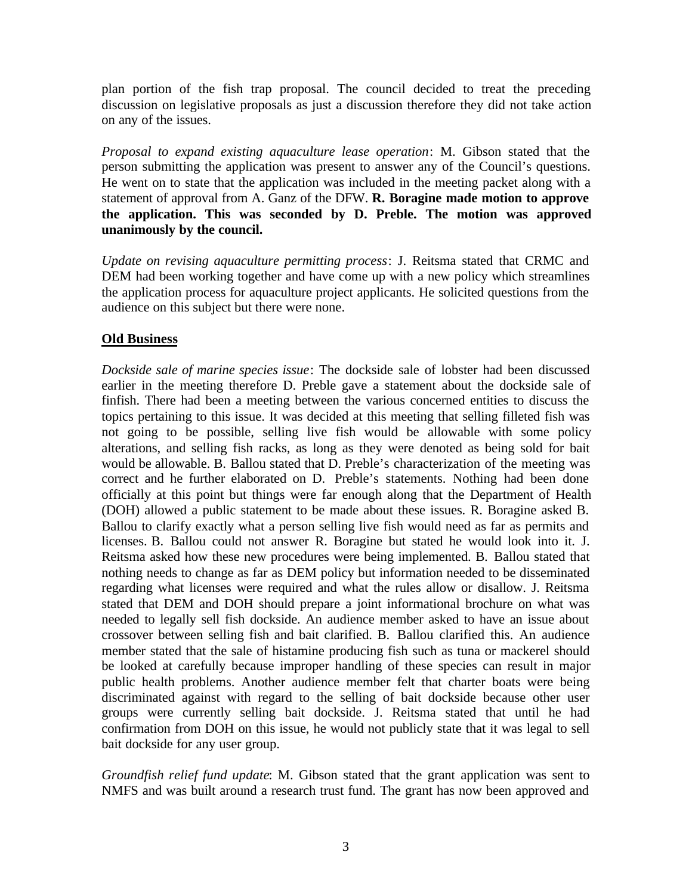plan portion of the fish trap proposal. The council decided to treat the preceding discussion on legislative proposals as just a discussion therefore they did not take action on any of the issues.

*Proposal to expand existing aquaculture lease operation*: M. Gibson stated that the person submitting the application was present to answer any of the Council's questions. He went on to state that the application was included in the meeting packet along with a statement of approval from A. Ganz of the DFW. **R. Boragine made motion to approve the application. This was seconded by D. Preble. The motion was approved unanimously by the council.**

*Update on revising aquaculture permitting process*: J. Reitsma stated that CRMC and DEM had been working together and have come up with a new policy which streamlines the application process for aquaculture project applicants. He solicited questions from the audience on this subject but there were none.

## Old Business

*Dockside sale of marine species issue*: The dockside sale of lobster had been discussed earlier in the meeting therefore D. Preble gave a statement about the dockside sale of finfish. There had been a meeting between the various concerned entities to discuss the topics pertaining to this issue. It was decided at this meeting that selling filleted fish was not going to be possible, selling live fish would be allowable with some policy alterations, and selling fish racks, as long as they were denoted as being sold for bait would be allowable. B. Ballou stated that D. Preble's characterization of the meeting was correct and he further elaborated on D. Preble's statements. Nothing had been done officially at this point but things were far enough along that the Department of Health (DOH) allowed a public statement to be made about these issues. R. Boragine asked B. Ballou to clarify exactly what a person selling live fish would need as far as permits and licenses. B. Ballou could not answer R. Boragine but stated he would look into it. J. Reitsma asked how these new procedures were being implemented. B. Ballou stated that nothing needs to change as far as DEM policy but information needed to be disseminated regarding what licenses were required and what the rules allow or disallow. J. Reitsma stated that DEM and DOH should prepare a joint informational brochure on what was needed to legally sell fish dockside. An audience member asked to have an issue about crossover between selling fish and bait clarified. B. Ballou clarified this. An audience member stated that the sale of histamine producing fish such as tuna or mackerel should be looked at carefully because improper handling of these species can result in major public health problems. Another audience member felt that charter boats were being discriminated against with regard to the selling of bait dockside because other user groups were currently selling bait dockside. J. Reitsma stated that until he had confirmation from DOH on this issue, he would not publicly state that it was legal to sell bait dockside for any user group.

*Groundfish relief fund update*: M. Gibson stated that the grant application was sent to NMFS and was built around a research trust fund. The grant has now been approved and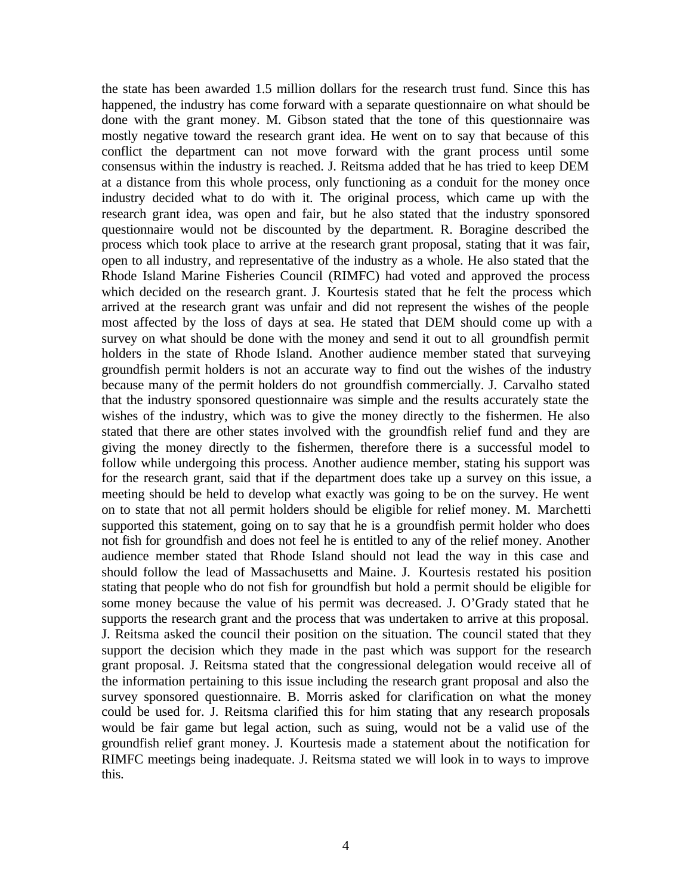the state has been awarded 1.5 million dollars for the research trust fund. Since this has happened, the industry has come forward with a separate questionnaire on what should be done with the grant money. M. Gibson stated that the tone of this questionnaire was mostly negative toward the research grant idea. He went on to say that because of this conflict the department can not move forward with the grant process until some consensus within the industry is reached. J. Reitsma added that he has tried to keep DEM at a distance from this whole process, only functioning as a conduit for the money once industry decided what to do with it. The original process, which came up with the research grant idea, was open and fair, but he also stated that the industry sponsored questionnaire would not be discounted by the department. R. Boragine described the process which took place to arrive at the research grant proposal, stating that it was fair, open to all industry, and representative of the industry as a whole. He also stated that the Rhode Island Marine Fisheries Council (RIMFC) had voted and approved the process which decided on the research grant. J. Kourtesis stated that he felt the process which arrived at the research grant was unfair and did not represent the wishes of the people most affected by the loss of days at sea. He stated that DEM should come up with a survey on what should be done with the money and send it out to all groundfish permit holders in the state of Rhode Island. Another audience member stated that surveying groundfish permit holders is not an accurate way to find out the wishes of the industry because many of the permit holders do not groundfish commercially. J. Carvalho stated that the industry sponsored questionnaire was simple and the results accurately state the wishes of the industry, which was to give the money directly to the fishermen. He also stated that there are other states involved with the groundfish relief fund and they are giving the money directly to the fishermen, therefore there is a successful model to follow while undergoing this process. Another audience member, stating his support was for the research grant, said that if the department does take up a survey on this issue, a meeting should be held to develop what exactly was going to be on the survey. He went on to state that not all permit holders should be eligible for relief money. M. Marchetti supported this statement, going on to say that he is a groundfish permit holder who does not fish for groundfish and does not feel he is entitled to any of the relief money. Another audience member stated that Rhode Island should not lead the way in this case and should follow the lead of Massachusetts and Maine. J. Kourtesis restated his position stating that people who do not fish for groundfish but hold a permit should be eligible for some money because the value of his permit was decreased. J. O'Grady stated that he supports the research grant and the process that was undertaken to arrive at this proposal. J. Reitsma asked the council their position on the situation. The council stated that they support the decision which they made in the past which was support for the research grant proposal. J. Reitsma stated that the congressional delegation would receive all of the information pertaining to this issue including the research grant proposal and also the survey sponsored questionnaire. B. Morris asked for clarification on what the money could be used for. J. Reitsma clarified this for him stating that any research proposals would be fair game but legal action, such as suing, would not be a valid use of the groundfish relief grant money. J. Kourtesis made a statement about the notification for RIMFC meetings being inadequate. J. Reitsma stated we will look in to ways to improve this.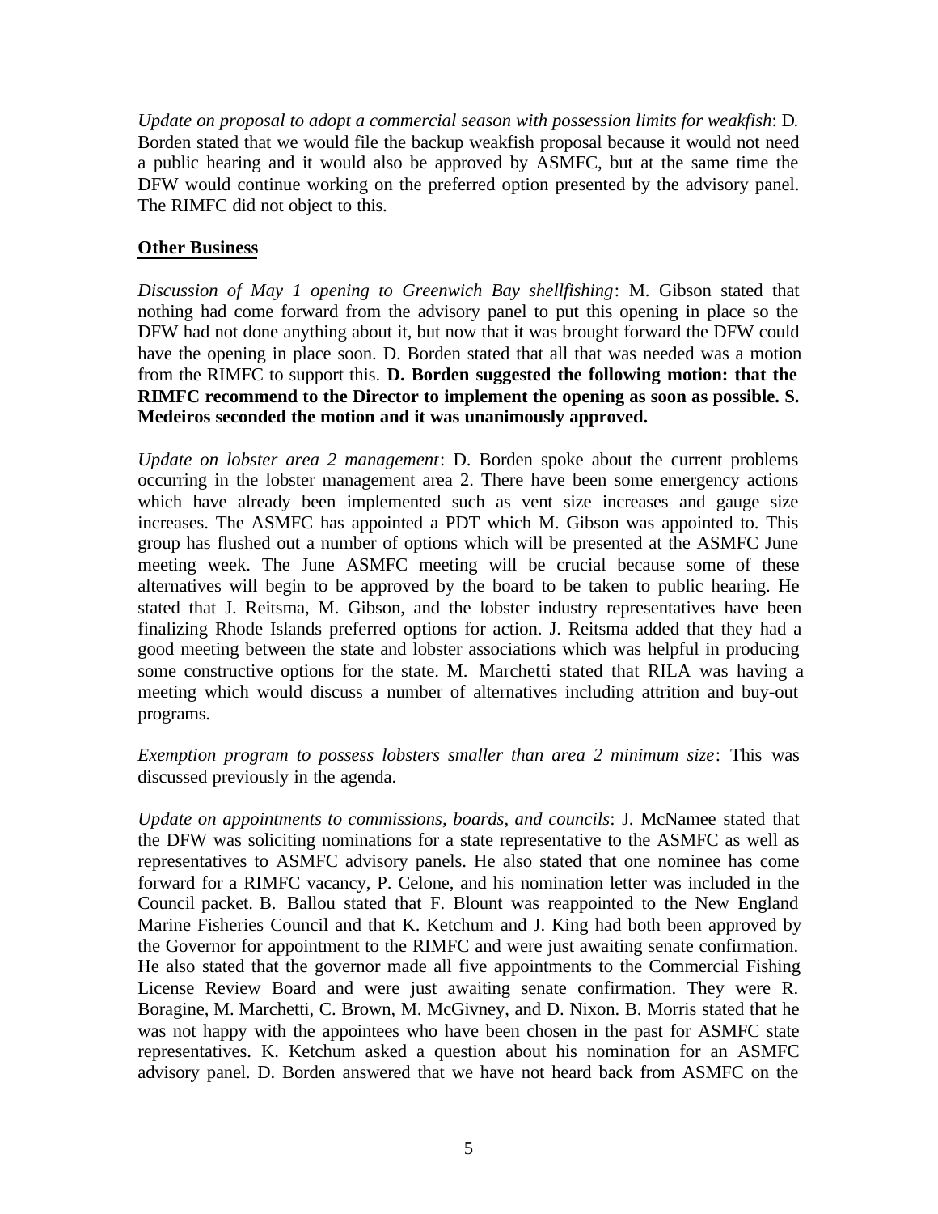*Update on proposal to adopt a commercial season with possession limits for weakfish*: D. Borden stated that we would file the backup weakfish proposal because it would not need a public hearing and it would also be approved by ASMFC, but at the same time the DFW would continue working on the preferred option presented by the advisory panel. The RIMFC did not object to this.

**Other Business**

*Discussion of May 1 opening to Greenwich Bay shellfishing*: M. Gibson stated that nothing had come forward from the advisory panel to put this opening in place so the DFW had not done anything about it, but now that it was brought forward the DFW could have the opening in place soon. D. Borden stated that all that was needed was a motion from the RIMFC to support this. **D. Borden suggested the following motion: that the RIMFC recommend to the Director to implement the opening as soon as possible. S. Medeiros seconded the motion and it was unanimously approved.**

*Update on lobster area 2 management*: D. Borden spoke about the current problems occurring in the lobster management area 2. There have been some emergency actions which have already been implemented such as vent size increases and gauge size increases. The ASMFC has appointed a PDT which M. Gibson was appointed to. This group has flushed out a number of options which will be presented at the ASMFC June meeting week. The June ASMFC meeting will be crucial because some of these alternatives will begin to be approved by the board to be taken to public hearing. He stated that J. Reitsma, M. Gibson, and the lobster industry representatives have been finalizing Rhode Islands preferred options for action. J. Reitsma added that they had a good meeting between the state and lobster associations which was helpful in producing some constructive options for the state. M. Marchetti stated that RILA was having a meeting which would discuss a number of alternatives including attrition and buy-out programs.

*Exemption program to possess lobsters smaller than area 2 minimum size*: This was discussed previously in the agenda.

*Update on appointments to commissions, boards, and councils*: J. McNamee stated that the DFW was soliciting nominations for a state representative to the ASMFC as well as representatives to ASMFC advisory panels. He also stated that one nominee has come forward for a RIMFC vacancy, P. Celone, and his nomination letter was included in the Council packet. B. Ballou stated that F. Blount was reappointed to the New England Marine Fisheries Council and that K. Ketchum and J. King had both been approved by the Governor for appointment to the RIMFC and were just awaiting senate confirmation. He also stated that the governor made all five appointments to the Commercial Fishing License Review Board and were just awaiting senate confirmation. They were R. Boragine, M. Marchetti, C. Brown, M. McGivney, and D. Nixon. B. Morris stated that he was not happy with the appointees who have been chosen in the past for ASMFC state representatives. K. Ketchum asked a question about his nomination for an ASMFC advisory panel. D. Borden answered that we have not heard back from ASMFC on the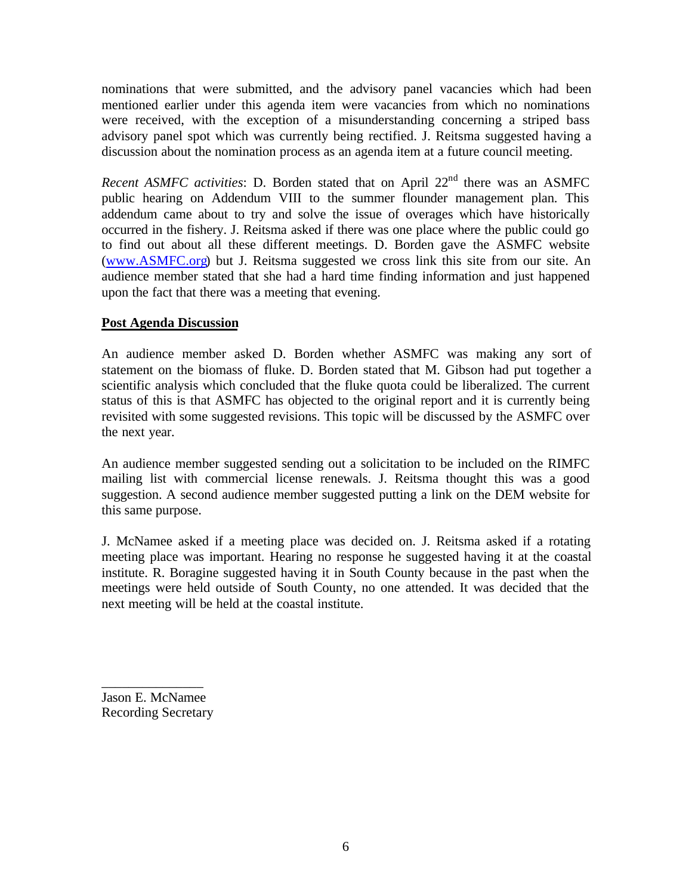nominations that were submitted, and the advisory panel vacancies which had been mentioned earlier under this agenda item were vacancies from which no nominations were received, with the exception of a misunderstanding concerning a striped bass advisory panel spot which was currently being rectified. J. Reitsma suggested having a discussion about the nomination process as an agenda item at a future council meeting.

*Recent ASMFC activities*: D. Borden stated that on April 22nd there was an ASMFC public hearing on Addendum VIII to the summer flounder management plan. This addendum came about to try and solve the issue of overages which have historically occurred in the fishery. J. Reitsma asked if there was one place where the public could go to find out about all these different meetings. D. Borden gave the ASMFC website (www.ASMFC.org) but J. Reitsma suggested we cross link this site from our site. An audience member stated that she had a hard time finding information and just happened upon the fact that there was a meeting that evening.

**Post Agenda Discussion**

An audience member asked D. Borden whether ASMFC was making any sort of statement on the biomass of fluke. D. Borden stated that M. Gibson had put together a scientific analysis which concluded that the fluke quota could be liberalized. The current status of this is that ASMFC has objected to the original report and it is currently being revisited with some suggested revisions. This topic will be discussed by the ASMFC over the next year.

An audience member suggested sending out a solicitation to be included on the RIMFC mailing list with commercial license renewals. J. Reitsma thought this was a good suggestion. A second audience member suggested putting a link on the DEM website for this same purpose.

J. McNamee asked if a meeting place was decided on. J. Reitsma asked if a rotating meeting place was important. Hearing no response he suggested having it at the coastal institute. R. Boragine suggested having it in South County because in the past when the meetings were held outside of South County, no one attended. It was decided that the next meeting will be held at the coastal institute.

\_\_\_\_\_\_\_\_\_\_\_\_\_\_\_

Jason E. McNamee
Recording Secretary